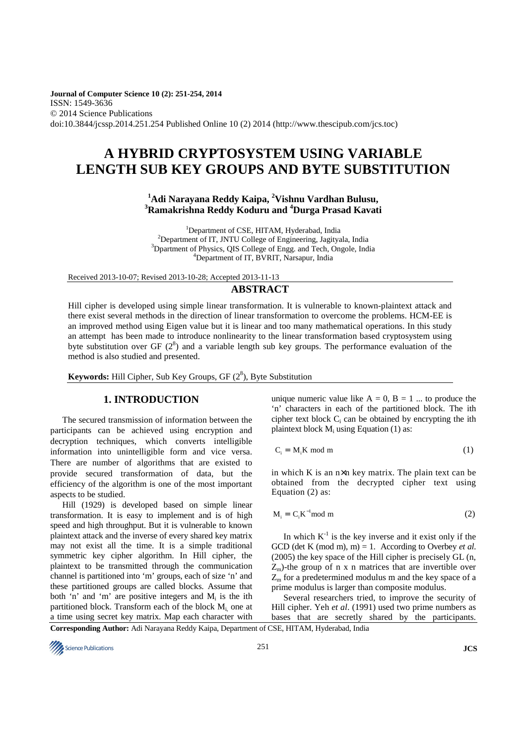Journal of Computer Science 10 (2): 251-254, 2014
ISSN: 1549-3636
© 2014 Science Publications
doi:10.3844/jcssp.2014.251.254 Published Online 10 (2) 2014 (http://www.thescipub.com/jcs.toc)

# A HYBRID CRYPTOSYSTEM USING VARIABLE LENGTH SUB KEY GROUPS AND BYTE SUBSTITUTION

**[1]Adi Narayana Reddy Kaipa, [2]Vishnu Vardhan Bulusu, [3]Ramakrishna Reddy Koduru and [4]Durga Prasad Kavati**

[1]Department of CSE, HITAM, Hyderabad, India
[2]Department of IT, JNTU College of Engineering, Jagityala, India
[3]Dpartment of Physics, QIS College of Engg. and Tech, Ongole, India
[4]Department of IT, BVRIT, Narsapur, India

Received 2013-10-07; Revised 2013-10-28; Accepted 2013-11-13

## ABSTRACT

Hill cipher is developed using simple linear transformation. It is vulnerable to known-plaintext attack and there exist several methods in the direction of linear transformation to overcome the problems. HCM-EE is an improved method using Eigen value but it is linear and too many mathematical operations. In this study an attempt has been made to introduce nonlinearity to the linear transformation based cryptosystem using byte substitution over GF ($2^8$) and a variable length sub key groups. The performance evaluation of the method is also studied and presented.

**Keywords:** Hill Cipher, Sub Key Groups, GF ($2^8$), Byte Substitution

## 1. INTRODUCTION

The secured transmission of information between the participants can be achieved using encryption and decryption techniques, which converts intelligible information into unintelligible form and vice versa. There are number of algorithms that are existed to provide secured transformation of data, but the efficiency of the algorithm is one of the most important aspects to be studied.

Hill (1929) is developed based on simple linear transformation. It is easy to implement and is of high speed and high throughput. But it is vulnerable to known plaintext attack and the inverse of every shared key matrix may not exist all the time. It is a simple traditional symmetric key cipher algorithm. In Hill cipher, the plaintext to be transmitted through the communication channel is partitioned into 'm' groups, each of size 'n' and these partitioned groups are called blocks. Assume that both 'n' and 'm' are positive integers and $M_i$ is the ith partitioned block. Transform each of the block $M_i$, one at a time using secret key matrix. Map each character with unique numeric value like A = 0, B = 1 ... to produce the 'n' characters in each of the partitioned block. The ith cipher text block $C_i$ can be obtained by encrypting the ith plaintext block $M_i$ using Equation (1) as:

$$C_i = M_i K \bmod m \tag{1}$$

in which K is an n×n key matrix. The plain text can be obtained from the decrypted cipher text using Equation (2) as:

$$M_i = C_i K^{-1} \bmod m \tag{2}$$

In which $K^{-1}$ is the key inverse and it exist only if the GCD (det K (mod m), m) = 1. According to Overbey *et al.* (2005) the key space of the Hill cipher is precisely GL (n, $Z_m$)-the group of n x n matrices that are invertible over $Z_m$ for a predetermined modulus m and the key space of a prime modulus is larger than composite modulus.

Several researchers tried, to improve the security of Hill cipher. Yeh *et al*. (1991) used two prime numbers as bases that are secretly shared by the participants.

**Corresponding Author:** Adi Narayana Reddy Kaipa, Department of CSE, HITAM, Hyderabad, India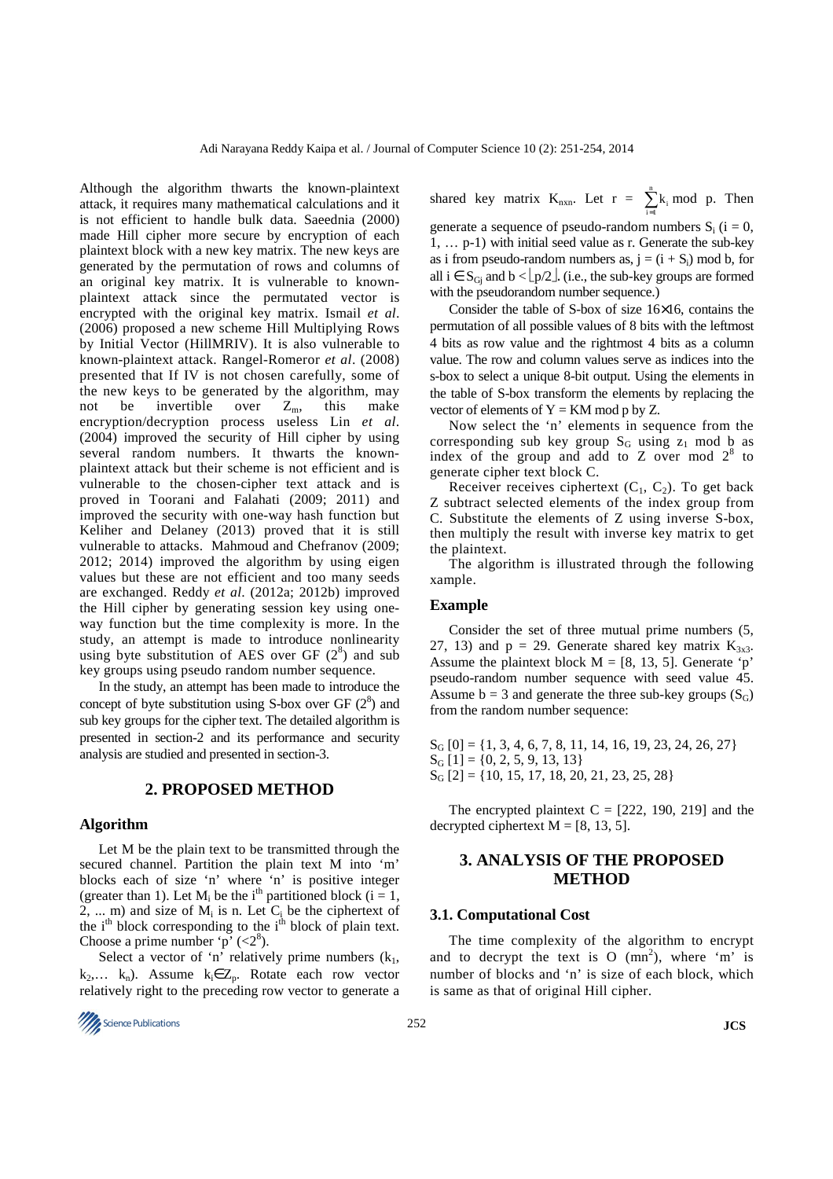Although the algorithm thwarts the known-plaintext attack, it requires many mathematical calculations and it is not efficient to handle bulk data. Saeednia (2000) made Hill cipher more secure by encryption of each plaintext block with a new key matrix. The new keys are generated by the permutation of rows and columns of an original key matrix. It is vulnerable to known-plaintext attack since the permutated vector is encrypted with the original key matrix. Ismail *et al*. (2006) proposed a new scheme Hill Multiplying Rows by Initial Vector (HillMRIV). It is also vulnerable to known-plaintext attack. Rangel-Romeror *et al*. (2008) presented that If IV is not chosen carefully, some of the new keys to be generated by the algorithm, may not be invertible over $Z_m$, this make encryption/decryption process useless Lin *et al*. (2004) improved the security of Hill cipher by using several random numbers. It thwarts the known-plaintext attack but their scheme is not efficient and is vulnerable to the chosen-cipher text attack and is proved in Toorani and Falahati (2009; 2011) and improved the security with one-way hash function but Keliher and Delaney (2013) proved that it is still vulnerable to attacks. Mahmoud and Chefranov (2009; 2012; 2014) improved the algorithm by using eigen values but these are not efficient and too many seeds are exchanged. Reddy *et al*. (2012a; 2012b) improved the Hill cipher by generating session key using one-way function but the time complexity is more. In the study, an attempt is made to introduce nonlinearity using byte substitution of AES over GF ($2^8$) and sub key groups using pseudo random number sequence.

In the study, an attempt has been made to introduce the concept of byte substitution using S-box over GF ($2^8$) and sub key groups for the cipher text. The detailed algorithm is presented in section-2 and its performance and security analysis are studied and presented in section-3.

## 2. PROPOSED METHOD

### Algorithm

Let M be the plain text to be transmitted through the secured channel. Partition the plain text M into 'm' blocks each of size 'n' where 'n' is positive integer (greater than 1). Let $M_i$ be the $i^{th}$ partitioned block (i = 1, 2, ... m) and size of $M_i$ is n. Let $C_i$ be the ciphertext of the $i^{th}$ block corresponding to the $i^{th}$ block of plain text. Choose a prime number 'p' ($<2^8$).

Select a vector of 'n' relatively prime numbers ($k_1$, $k_2$,… $k_n$). Assume $k_i \in Z_p$. Rotate each row vector relatively right to the preceding row vector to generate a shared key matrix $K_{n \times n}$. Let $r = \sum_{i=1}^{n} k_i \bmod p$. Then generate a sequence of pseudo-random numbers $S_i$ (i = 0, 1, … p-1) with initial seed value as r. Generate the sub-key as i from pseudo-random numbers as, $j = (i + S_i) \bmod b$, for all $i \in S_{Gj}$ and $b < \lfloor p/2 \rfloor$. (i.e., the sub-key groups are formed with the pseudorandom number sequence.)

Consider the table of S-box of size 16×16, contains the permutation of all possible values of 8 bits with the leftmost 4 bits as row value and the rightmost 4 bits as a column value. The row and column values serve as indices into the s-box to select a unique 8-bit output. Using the elements in the table of S-box transform the elements by replacing the vector of elements of Y = KM mod p by Z.

Now select the 'n' elements in sequence from the corresponding sub key group $S_G$ using $z_1$ mod b as index of the group and add to Z over mod $2^8$ to generate cipher text block C.

Receiver receives ciphertext ($C_1$, $C_2$). To get back Z subtract selected elements of the index group from C. Substitute the elements of Z using inverse S-box, then multiply the result with inverse key matrix to get the plaintext.

The algorithm is illustrated through the following xample.

### Example

Consider the set of three mutual prime numbers (5, 27, 13) and p = 29. Generate shared key matrix $K_{3x3}$. Assume the plaintext block M = [8, 13, 5]. Generate 'p' pseudo-random number sequence with seed value 45. Assume b = 3 and generate the three sub-key groups ($S_G$) from the random number sequence:

$S_G$ [0] = {1, 3, 4, 6, 7, 8, 11, 14, 16, 19, 23, 24, 26, 27}
$S_G$ [1] = {0, 2, 5, 9, 13, 13}
$S_G$ [2] = {10, 15, 17, 18, 20, 21, 23, 25, 28}

The encrypted plaintext C = [222, 190, 219] and the decrypted ciphertext M = [8, 13, 5].

## 3. ANALYSIS OF THE PROPOSED METHOD

### 3.1. Computational Cost

The time complexity of the algorithm to encrypt and to decrypt the text is O ($mn^2$), where 'm' is number of blocks and 'n' is size of each block, which is same as that of original Hill cipher.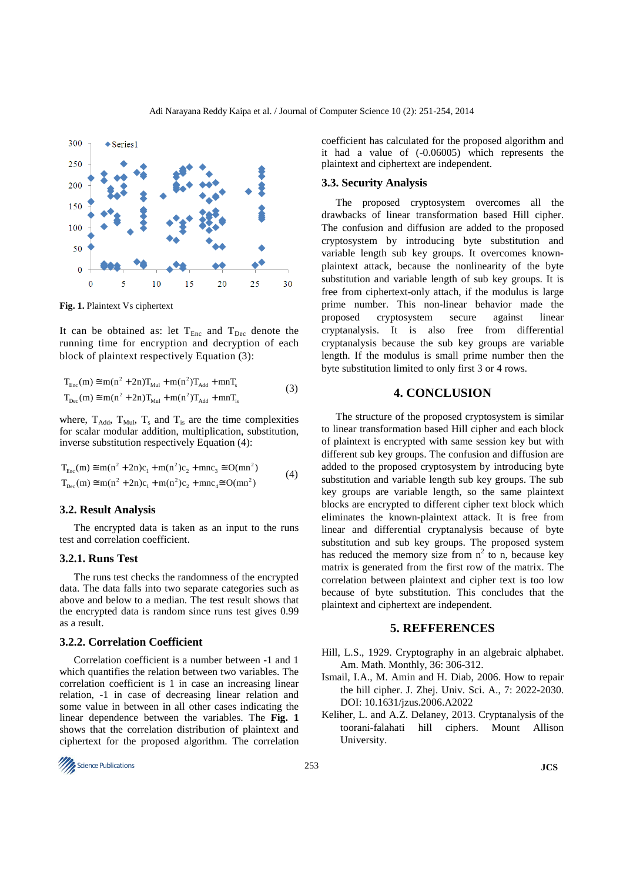Fig. 1. Plaintext Vs ciphertext

It can be obtained as: let $T_{Enc}$ and $T_{Dec}$ denote the running time for encryption and decryption of each block of plaintext respectively Equation (3):

$$
\begin{aligned}
T_{Enc}(m) &\cong m(n^2+2n)T_{Mul}+m(n^2)T_{Add}+mnT_s \\
T_{Dec}(m) &\cong m(n^2+2n)T_{Mul}+m(n^2)T_{Add}+mnT_{is}
\end{aligned} \tag{3}
$$

where, $T_{Add}$, $T_{Mul}$, $T_s$ and $T_{is}$ are the time complexities for scalar modular addition, multiplication, substitution, inverse substitution respectively Equation (4):

$$
\begin{aligned}
T_{Enc}(m) &\cong m(n^2+2n)c_1+m(n^2)c_2+mnc_3 \cong O(mn^2) \\
T_{Dec}(m) &\cong m(n^2+2n)c_1+m(n^2)c_2+mnc_4 \cong O(mn^2)
\end{aligned} \tag{4}
$$

### 3.2. Result Analysis

The encrypted data is taken as an input to the runs test and correlation coefficient.

#### 3.2.1. Runs Test

The runs test checks the randomness of the encrypted data. The data falls into two separate categories such as above and below to a median. The test result shows that the encrypted data is random since runs test gives 0.99 as a result.

#### 3.2.2. Correlation Coefficient

Correlation coefficient is a number between -1 and 1 which quantifies the relation between two variables. The correlation coefficient is 1 in case an increasing linear relation, -1 in case of decreasing linear relation and some value in between in all other cases indicating the linear dependence between the variables. The **Fig. 1** shows that the correlation distribution of plaintext and ciphertext for the proposed algorithm. The correlation coefficient has calculated for the proposed algorithm and it had a value of (-0.06005) which represents the plaintext and ciphertext are independent.

### 3.3. Security Analysis

The proposed cryptosystem overcomes all the drawbacks of linear transformation based Hill cipher. The confusion and diffusion are added to the proposed cryptosystem by introducing byte substitution and variable length sub key groups. It overcomes known-plaintext attack, because the nonlinearity of the byte substitution and variable length of sub key groups. It is free from ciphertext-only attack, if the modulus is large prime number. This non-linear behavior made the proposed cryptosystem secure against linear cryptanalysis. It is also free from differential cryptanalysis because the sub key groups are variable length. If the modulus is small prime number then the byte substitution limited to only first 3 or 4 rows.

## 4. CONCLUSION

The structure of the proposed cryptosystem is similar to linear transformation based Hill cipher and each block of plaintext is encrypted with same session key but with different sub key groups. The confusion and diffusion are added to the proposed cryptosystem by introducing byte substitution and variable length sub key groups. The sub key groups are variable length, so the same plaintext blocks are encrypted to different cipher text block which eliminates the known-plaintext attack. It is free from linear and differential cryptanalysis because of byte substitution and sub key groups. The proposed system has reduced the memory size from $n^2$ to n, because key matrix is generated from the first row of the matrix. The correlation between plaintext and cipher text is too low because of byte substitution. This concludes that the plaintext and ciphertext are independent.

## 5. REFFERENCES

Hill, L.S., 1929. Cryptography in an algebraic alphabet. Am. Math. Monthly, 36: 306-312.

Ismail, I.A., M. Amin and H. Diab, 2006. How to repair the hill cipher. J. Zhej. Univ. Sci. A., 7: 2022-2030. DOI: 10.1631/jzus.2006.A2022

Keliher, L. and A.Z. Delaney, 2013. Cryptanalysis of the toorani-falahati hill ciphers. Mount Allison University.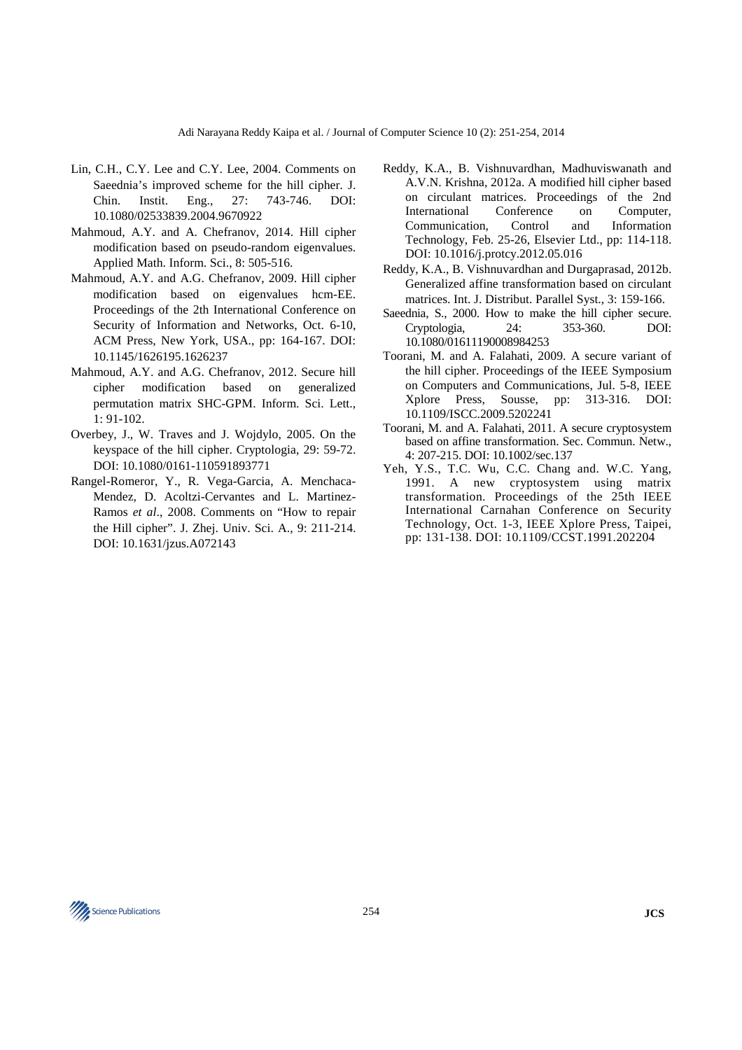Lin, C.H., C.Y. Lee and C.Y. Lee, 2004. Comments on Saeednia's improved scheme for the hill cipher. J. Chin. Instit. Eng., 27: 743-746. DOI: 10.1080/02533839.2004.9670922

Mahmoud, A.Y. and A. Chefranov, 2014. Hill cipher modification based on pseudo-random eigenvalues. Applied Math. Inform. Sci., 8: 505-516.

Mahmoud, A.Y. and A.G. Chefranov, 2009. Hill cipher modification based on eigenvalues hcm-EE. Proceedings of the 2th International Conference on Security of Information and Networks, Oct. 6-10, ACM Press, New York, USA., pp: 164-167. DOI: 10.1145/1626195.1626237

Mahmoud, A.Y. and A.G. Chefranov, 2012. Secure hill cipher modification based on generalized permutation matrix SHC-GPM. Inform. Sci. Lett., 1: 91-102.

Overbey, J., W. Traves and J. Wojdylo, 2005. On the keyspace of the hill cipher. Cryptologia, 29: 59-72. DOI: 10.1080/0161-110591893771

Rangel-Romeror, Y., R. Vega-Garcia, A. Menchaca-Mendez, D. Acoltzi-Cervantes and L. Martinez-Ramos *et al*., 2008. Comments on "How to repair the Hill cipher". J. Zhej. Univ. Sci. A., 9: 211-214. DOI: 10.1631/jzus.A072143

Reddy, K.A., B. Vishnuvardhan, Madhuviswanath and A.V.N. Krishna, 2012a. A modified hill cipher based on circulant matrices. Proceedings of the 2nd International Conference on Computer, Communication, Control and Information Technology, Feb. 25-26, Elsevier Ltd., pp: 114-118. DOI: 10.1016/j.protcy.2012.05.016

Reddy, K.A., B. Vishnuvardhan and Durgaprasad, 2012b. Generalized affine transformation based on circulant matrices. Int. J. Distribut. Parallel Syst., 3: 159-166.

Saeednia, S., 2000. How to make the hill cipher secure. Cryptologia, 24: 353-360. DOI: 10.1080/01611190008984253

Toorani, M. and A. Falahati, 2009. A secure variant of the hill cipher. Proceedings of the IEEE Symposium on Computers and Communications, Jul. 5-8, IEEE Xplore Press, Sousse, pp: 313-316. DOI: 10.1109/ISCC.2009.5202241

Toorani, M. and A. Falahati, 2011. A secure cryptosystem based on affine transformation. Sec. Commun. Netw., 4: 207-215. DOI: 10.1002/sec.137

Yeh, Y.S., T.C. Wu, C.C. Chang and. W.C. Yang, 1991. A new cryptosystem using matrix transformation. Proceedings of the 25th IEEE International Carnahan Conference on Security Technology, Oct. 1-3, IEEE Xplore Press, Taipei, pp: 131-138. DOI: 10.1109/CCST.1991.202204